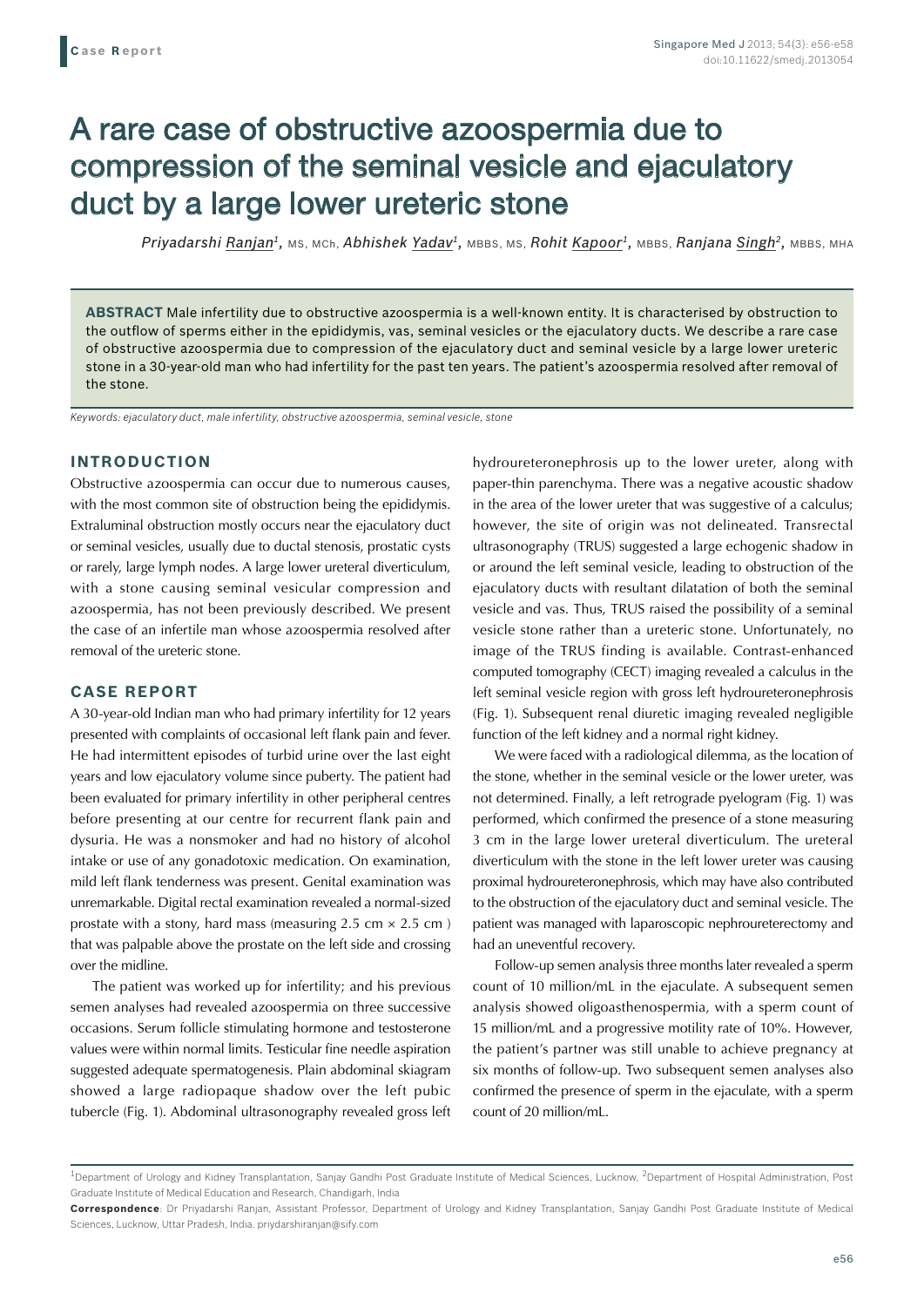Case Report

# A rare case of obstructive azoospermia due to compression of the seminal vesicle and ejaculatory duct by a large lower ureteric stone

*Priyadarshi Ranjan*[1], MS, MCh, *Abhishek Yadav*[1], MBBS, MS, *Rohit Kapoor*[1], MBBS, *Ranjana Singh*[2], MBBS, MHA

**ABSTRACT** Male infertility due to obstructive azoospermia is a well-known entity. It is characterised by obstruction to the outflow of sperms either in the epididymis, vas, seminal vesicles or the ejaculatory ducts. We describe a rare case of obstructive azoospermia due to compression of the ejaculatory duct and seminal vesicle by a large lower ureteric stone in a 30-year-old man who had infertility for the past ten years. The patient's azoospermia resolved after removal of the stone.

*Keywords: ejaculatory duct, male infertility, obstructive azoospermia, seminal vesicle, stone*

## INTRODUCTION

Obstructive azoospermia can occur due to numerous causes, with the most common site of obstruction being the epididymis. Extraluminal obstruction mostly occurs near the ejaculatory duct or seminal vesicles, usually due to ductal stenosis, prostatic cysts or rarely, large lymph nodes. A large lower ureteral diverticulum, with a stone causing seminal vesicular compression and azoospermia, has not been previously described. We present the case of an infertile man whose azoospermia resolved after removal of the ureteric stone.

## CASE REPORT

A 30-year-old Indian man who had primary infertility for 12 years presented with complaints of occasional left flank pain and fever. He had intermittent episodes of turbid urine over the last eight years and low ejaculatory volume since puberty. The patient had been evaluated for primary infertility in other peripheral centres before presenting at our centre for recurrent flank pain and dysuria. He was a nonsmoker and had no history of alcohol intake or use of any gonadotoxic medication. On examination, mild left flank tenderness was present. Genital examination was unremarkable. Digital rectal examination revealed a normal-sized prostate with a stony, hard mass (measuring 2.5 cm × 2.5 cm ) that was palpable above the prostate on the left side and crossing over the midline.

The patient was worked up for infertility; and his previous semen analyses had revealed azoospermia on three successive occasions. Serum follicle stimulating hormone and testosterone values were within normal limits. Testicular fine needle aspiration suggested adequate spermatogenesis. Plain abdominal skiagram showed a large radiopaque shadow over the left pubic tubercle (Fig. 1). Abdominal ultrasonography revealed gross left hydroureteronephrosis up to the lower ureter, along with paper-thin parenchyma. There was a negative acoustic shadow in the area of the lower ureter that was suggestive of a calculus; however, the site of origin was not delineated. Transrectal ultrasonography (TRUS) suggested a large echogenic shadow in or around the left seminal vesicle, leading to obstruction of the ejaculatory ducts with resultant dilatation of both the seminal vesicle and vas. Thus, TRUS raised the possibility of a seminal vesicle stone rather than a ureteric stone. Unfortunately, no image of the TRUS finding is available. Contrast-enhanced computed tomography (CECT) imaging revealed a calculus in the left seminal vesicle region with gross left hydroureteronephrosis (Fig. 1). Subsequent renal diuretic imaging revealed negligible function of the left kidney and a normal right kidney.

We were faced with a radiological dilemma, as the location of the stone, whether in the seminal vesicle or the lower ureter, was not determined. Finally, a left retrograde pyelogram (Fig. 1) was performed, which confirmed the presence of a stone measuring 3 cm in the large lower ureteral diverticulum. The ureteral diverticulum with the stone in the left lower ureter was causing proximal hydroureteronephrosis, which may have also contributed to the obstruction of the ejaculatory duct and seminal vesicle. The patient was managed with laparoscopic nephroureterectomy and had an uneventful recovery.

Follow-up semen analysis three months later revealed a sperm count of 10 million/mL in the ejaculate. A subsequent semen analysis showed oligoasthenospermia, with a sperm count of 15 million/mL and a progressive motility rate of 10%. However, the patient's partner was still unable to achieve pregnancy at six months of follow-up. Two subsequent semen analyses also confirmed the presence of sperm in the ejaculate, with a sperm count of 20 million/mL.

[1]Department of Urology and Kidney Transplantation, Sanjay Gandhi Post Graduate Institute of Medical Sciences, Lucknow, [2]Department of Hospital Administration, Post Graduate Institute of Medical Education and Research, Chandigarh, India

**Correspondence**: Dr Priyadarshi Ranjan, Assistant Professor, Department of Urology and Kidney Transplantation, Sanjay Gandhi Post Graduate Institute of Medical Sciences, Lucknow, Uttar Pradesh, India. priydarshiranjan@sify.com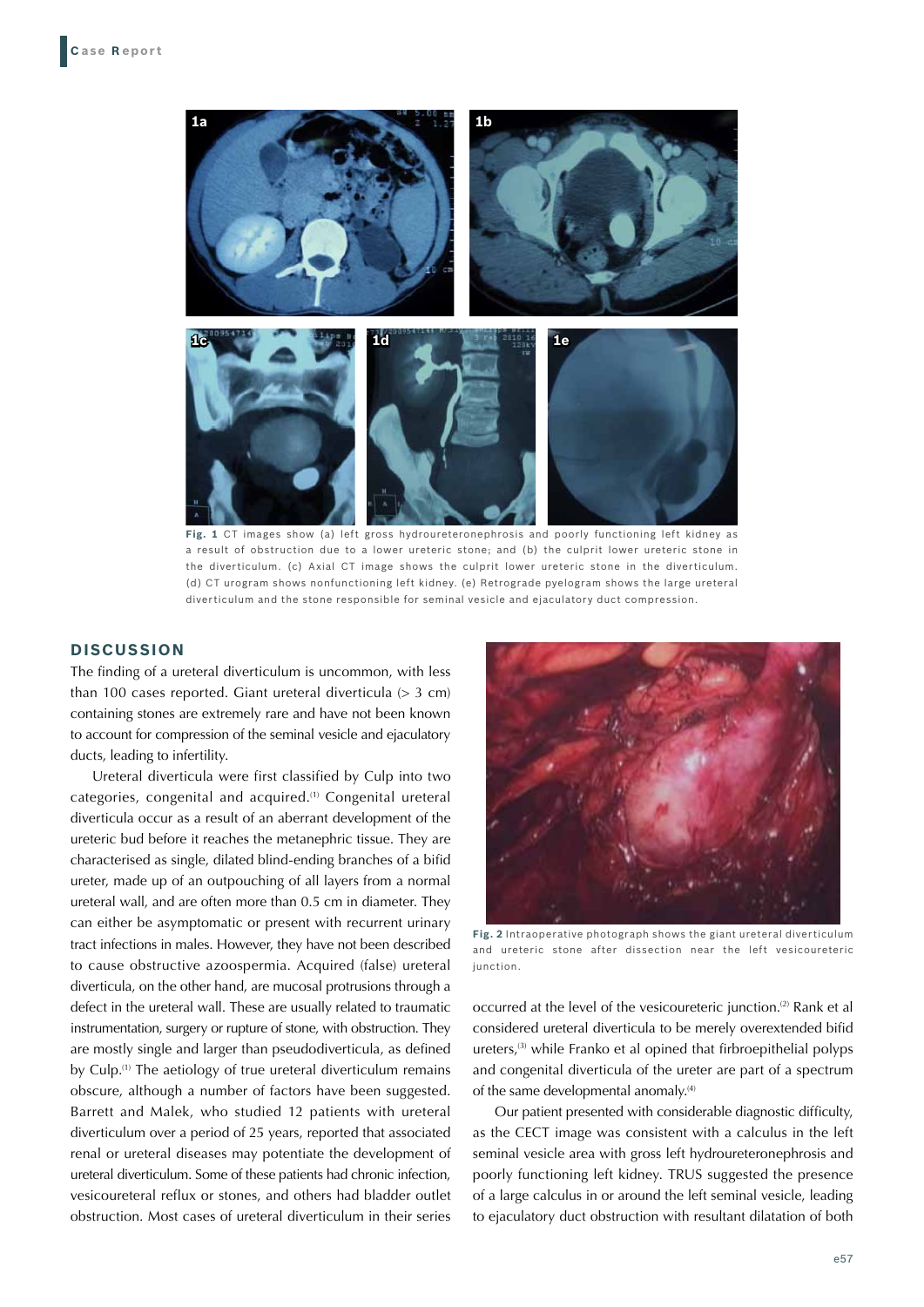**Fig. 1** CT images show (a) left gross hydroureteronephrosis and poorly functioning left kidney as a result of obstruction due to a lower ureteric stone; and (b) the culprit lower ureteric stone in the diverticulum. (c) Axial CT image shows the culprit lower ureteric stone in the diverticulum. (d) CT urogram shows nonfunctioning left kidney. (e) Retrograde pyelogram shows the large ureteral diverticulum and the stone responsible for seminal vesicle and ejaculatory duct compression.

## DISCUSSION

The finding of a ureteral diverticulum is uncommon, with less than 100 cases reported. Giant ureteral diverticula (> 3 cm) containing stones are extremely rare and have not been known to account for compression of the seminal vesicle and ejaculatory ducts, leading to infertility.

Ureteral diverticula were first classified by Culp into two categories, congenital and acquired.[1] Congenital ureteral diverticula occur as a result of an aberrant development of the ureteric bud before it reaches the metanephric tissue. They are characterised as single, dilated blind-ending branches of a bifid ureter, made up of an outpouching of all layers from a normal ureteral wall, and are often more than 0.5 cm in diameter. They can either be asymptomatic or present with recurrent urinary tract infections in males. However, they have not been described to cause obstructive azoospermia. Acquired (false) ureteral diverticula, on the other hand, are mucosal protrusions through a defect in the ureteral wall. These are usually related to traumatic instrumentation, surgery or rupture of stone, with obstruction. They are mostly single and larger than pseudodiverticula, as defined by Culp.[1] The aetiology of true ureteral diverticulum remains obscure, although a number of factors have been suggested. Barrett and Malek, who studied 12 patients with ureteral diverticulum over a period of 25 years, reported that associated renal or ureteral diseases may potentiate the development of ureteral diverticulum. Some of these patients had chronic infection, vesicoureteral reflux or stones, and others had bladder outlet obstruction. Most cases of ureteral diverticulum in their series occurred at the level of the vesicoureteric junction.[2] Rank et al considered ureteral diverticula to be merely overextended bifid ureters,[3] while Franko et al opined that firbroepithelial polyps and congenital diverticula of the ureter are part of a spectrum of the same developmental anomaly.[4]

**Fig. 2** Intraoperative photograph shows the giant ureteral diverticulum and ureteric stone after dissection near the left vesicoureteric junction.

Our patient presented with considerable diagnostic difficulty, as the CECT image was consistent with a calculus in the left seminal vesicle area with gross left hydroureteronephrosis and poorly functioning left kidney. TRUS suggested the presence of a large calculus in or around the left seminal vesicle, leading to ejaculatory duct obstruction with resultant dilatation of both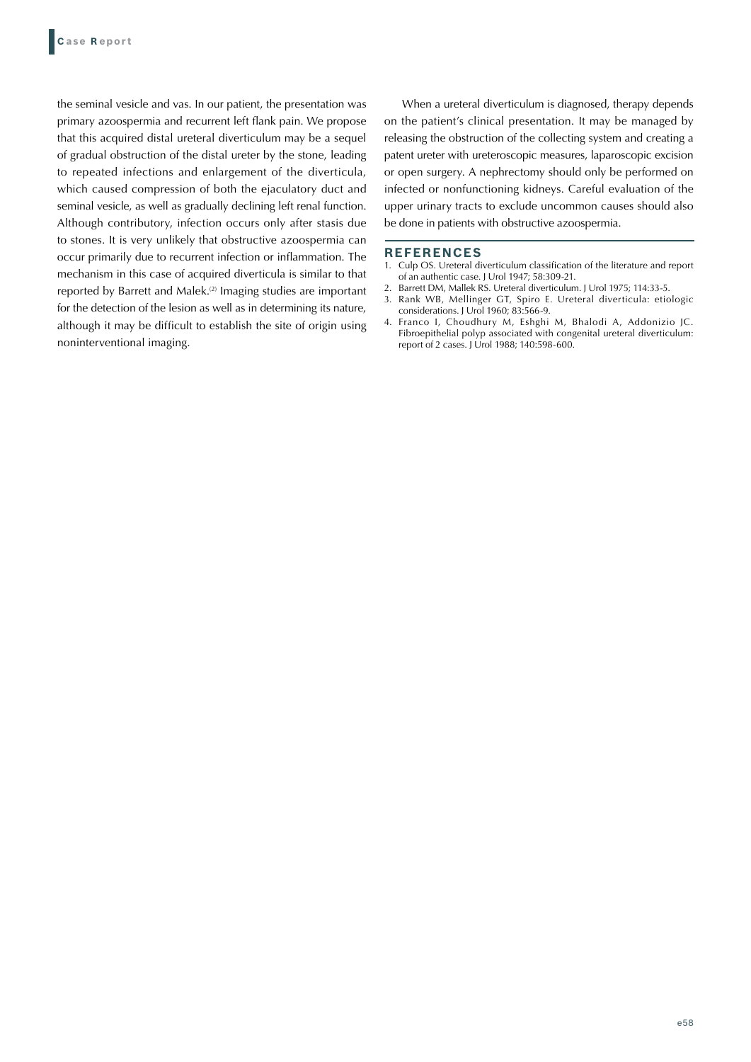the seminal vesicle and vas. In our patient, the presentation was primary azoospermia and recurrent left flank pain. We propose that this acquired distal ureteral diverticulum may be a sequel of gradual obstruction of the distal ureter by the stone, leading to repeated infections and enlargement of the diverticula, which caused compression of both the ejaculatory duct and seminal vesicle, as well as gradually declining left renal function. Although contributory, infection occurs only after stasis due to stones. It is very unlikely that obstructive azoospermia can occur primarily due to recurrent infection or inflammation. The mechanism in this case of acquired diverticula is similar to that reported by Barrett and Malek.[2] Imaging studies are important for the detection of the lesion as well as in determining its nature, although it may be difficult to establish the site of origin using noninterventional imaging.

When a ureteral diverticulum is diagnosed, therapy depends on the patient's clinical presentation. It may be managed by releasing the obstruction of the collecting system and creating a patent ureter with ureteroscopic measures, laparoscopic excision or open surgery. A nephrectomy should only be performed on infected or nonfunctioning kidneys. Careful evaluation of the upper urinary tracts to exclude uncommon causes should also be done in patients with obstructive azoospermia.

## REFERENCES

1. Culp OS. Ureteral diverticulum classification of the literature and report of an authentic case. J Urol 1947; 58:309-21.
2. Barrett DM, Mallek RS. Ureteral diverticulum. J Urol 1975; 114:33-5.
3. Rank WB, Mellinger GT, Spiro E. Ureteral diverticula: etiologic considerations. J Urol 1960; 83:566-9.
4. Franco I, Choudhury M, Eshghi M, Bhalodi A, Addonizio JC. Fibroepithelial polyp associated with congenital ureteral diverticulum: report of 2 cases. J Urol 1988; 140:598-600.